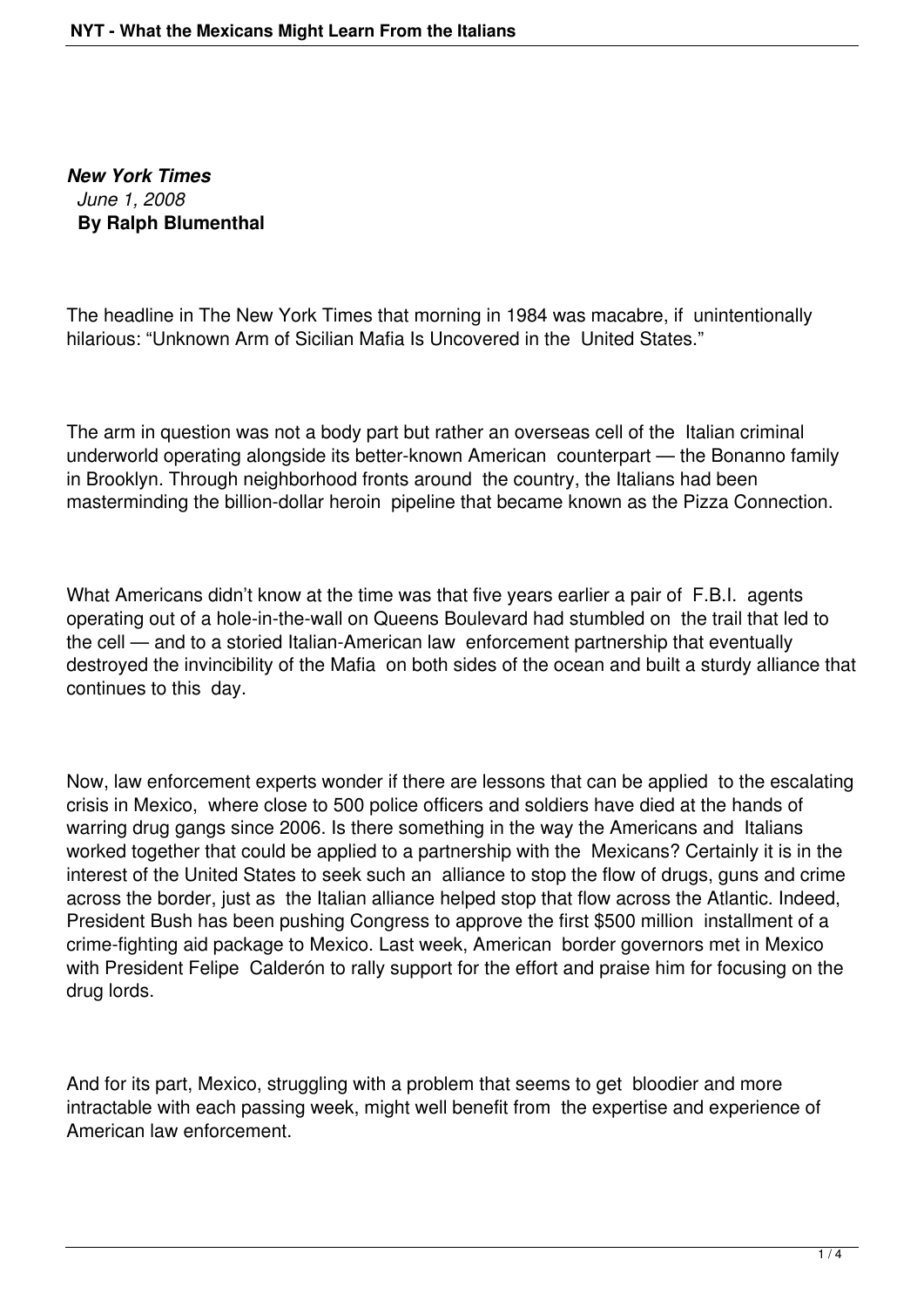***New York Times***
*June 1, 2008*
**By Ralph Blumenthal**

The headline in The New York Times that morning in 1984 was macabre, if unintentionally hilarious: “Unknown Arm of Sicilian Mafia Is Uncovered in the United States.”

The arm in question was not a body part but rather an overseas cell of the Italian criminal underworld operating alongside its better-known American counterpart — the Bonanno family in Brooklyn. Through neighborhood fronts around the country, the Italians had been masterminding the billion-dollar heroin pipeline that became known as the Pizza Connection.

What Americans didn’t know at the time was that five years earlier a pair of F.B.I. agents operating out of a hole-in-the-wall on Queens Boulevard had stumbled on the trail that led to the cell — and to a storied Italian-American law enforcement partnership that eventually destroyed the invincibility of the Mafia on both sides of the ocean and built a sturdy alliance that continues to this day.

Now, law enforcement experts wonder if there are lessons that can be applied to the escalating crisis in Mexico, where close to 500 police officers and soldiers have died at the hands of warring drug gangs since 2006. Is there something in the way the Americans and Italians worked together that could be applied to a partnership with the Mexicans? Certainly it is in the interest of the United States to seek such an alliance to stop the flow of drugs, guns and crime across the border, just as the Italian alliance helped stop that flow across the Atlantic. Indeed, President Bush has been pushing Congress to approve the first $500 million installment of a crime-fighting aid package to Mexico. Last week, American border governors met in Mexico with President Felipe Calderón to rally support for the effort and praise him for focusing on the drug lords.

And for its part, Mexico, struggling with a problem that seems to get bloodier and more intractable with each passing week, might well benefit from the expertise and experience of American law enforcement.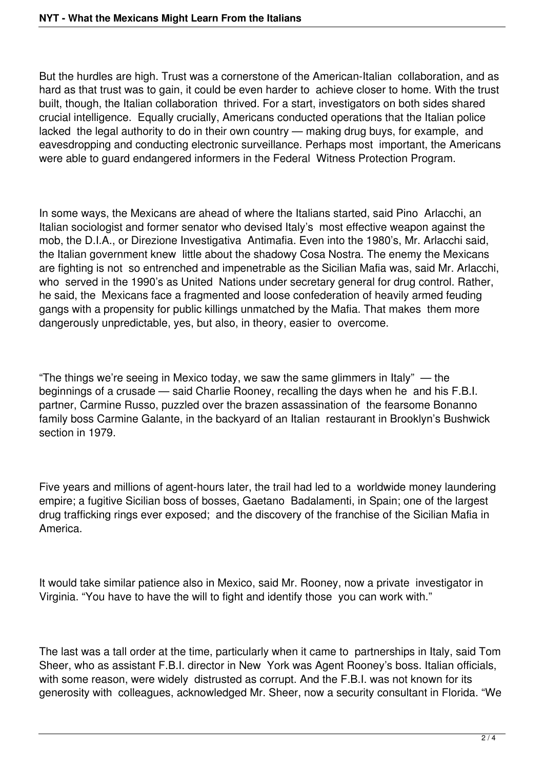But the hurdles are high. Trust was a cornerstone of the American-Italian collaboration, and as hard as that trust was to gain, it could be even harder to achieve closer to home. With the trust built, though, the Italian collaboration thrived. For a start, investigators on both sides shared crucial intelligence. Equally crucially, Americans conducted operations that the Italian police lacked the legal authority to do in their own country — making drug buys, for example, and eavesdropping and conducting electronic surveillance. Perhaps most important, the Americans were able to guard endangered informers in the Federal Witness Protection Program.

In some ways, the Mexicans are ahead of where the Italians started, said Pino Arlacchi, an Italian sociologist and former senator who devised Italy's most effective weapon against the mob, the D.I.A., or Direzione Investigativa Antimafia. Even into the 1980's, Mr. Arlacchi said, the Italian government knew little about the shadowy Cosa Nostra. The enemy the Mexicans are fighting is not so entrenched and impenetrable as the Sicilian Mafia was, said Mr. Arlacchi, who served in the 1990's as United Nations under secretary general for drug control. Rather, he said, the Mexicans face a fragmented and loose confederation of heavily armed feuding gangs with a propensity for public killings unmatched by the Mafia. That makes them more dangerously unpredictable, yes, but also, in theory, easier to overcome.

"The things we're seeing in Mexico today, we saw the same glimmers in Italy" — the beginnings of a crusade — said Charlie Rooney, recalling the days when he and his F.B.I. partner, Carmine Russo, puzzled over the brazen assassination of the fearsome Bonanno family boss Carmine Galante, in the backyard of an Italian restaurant in Brooklyn's Bushwick section in 1979.

Five years and millions of agent-hours later, the trail had led to a worldwide money laundering empire; a fugitive Sicilian boss of bosses, Gaetano Badalamenti, in Spain; one of the largest drug trafficking rings ever exposed; and the discovery of the franchise of the Sicilian Mafia in America.

It would take similar patience also in Mexico, said Mr. Rooney, now a private investigator in Virginia. "You have to have the will to fight and identify those you can work with."

The last was a tall order at the time, particularly when it came to partnerships in Italy, said Tom Sheer, who as assistant F.B.I. director in New York was Agent Rooney's boss. Italian officials, with some reason, were widely distrusted as corrupt. And the F.B.I. was not known for its generosity with colleagues, acknowledged Mr. Sheer, now a security consultant in Florida. "We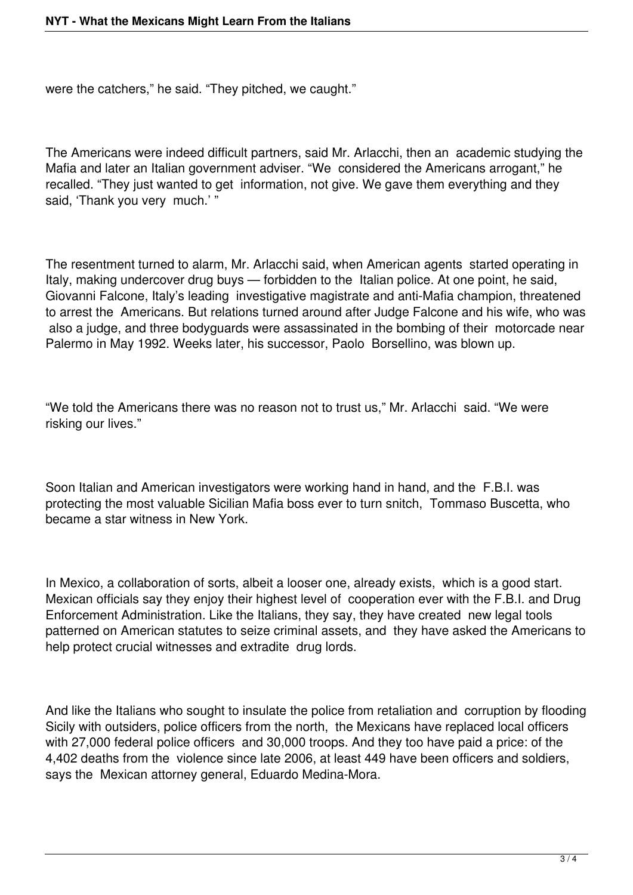were the catchers," he said. "They pitched, we caught."

The Americans were indeed difficult partners, said Mr. Arlacchi, then an academic studying the Mafia and later an Italian government adviser. "We considered the Americans arrogant," he recalled. "They just wanted to get information, not give. We gave them everything and they said, 'Thank you very much.' "

The resentment turned to alarm, Mr. Arlacchi said, when American agents started operating in Italy, making undercover drug buys — forbidden to the Italian police. At one point, he said, Giovanni Falcone, Italy's leading investigative magistrate and anti-Mafia champion, threatened to arrest the Americans. But relations turned around after Judge Falcone and his wife, who was also a judge, and three bodyguards were assassinated in the bombing of their motorcade near Palermo in May 1992. Weeks later, his successor, Paolo Borsellino, was blown up.

"We told the Americans there was no reason not to trust us," Mr. Arlacchi said. "We were risking our lives."

Soon Italian and American investigators were working hand in hand, and the F.B.I. was protecting the most valuable Sicilian Mafia boss ever to turn snitch, Tommaso Buscetta, who became a star witness in New York.

In Mexico, a collaboration of sorts, albeit a looser one, already exists, which is a good start. Mexican officials say they enjoy their highest level of cooperation ever with the F.B.I. and Drug Enforcement Administration. Like the Italians, they say, they have created new legal tools patterned on American statutes to seize criminal assets, and they have asked the Americans to help protect crucial witnesses and extradite drug lords.

And like the Italians who sought to insulate the police from retaliation and corruption by flooding Sicily with outsiders, police officers from the north, the Mexicans have replaced local officers with 27,000 federal police officers and 30,000 troops. And they too have paid a price: of the 4,402 deaths from the violence since late 2006, at least 449 have been officers and soldiers, says the Mexican attorney general, Eduardo Medina-Mora.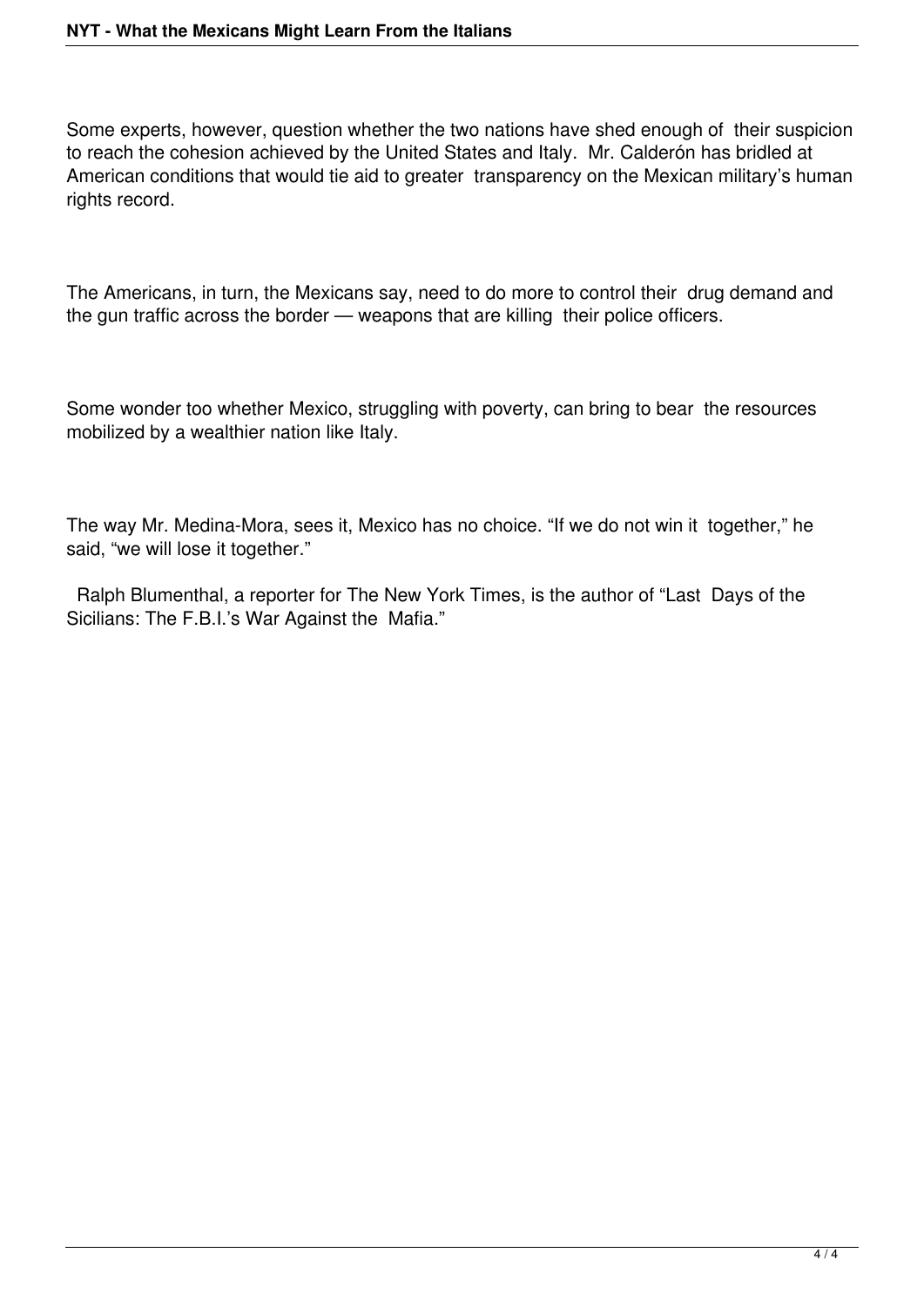Some experts, however, question whether the two nations have shed enough of their suspicion to reach the cohesion achieved by the United States and Italy. Mr. Calderón has bridled at American conditions that would tie aid to greater transparency on the Mexican military's human rights record.

The Americans, in turn, the Mexicans say, need to do more to control their drug demand and the gun traffic across the border — weapons that are killing their police officers.

Some wonder too whether Mexico, struggling with poverty, can bring to bear the resources mobilized by a wealthier nation like Italy.

The way Mr. Medina-Mora, sees it, Mexico has no choice. "If we do not win it together," he said, "we will lose it together."

Ralph Blumenthal, a reporter for The New York Times, is the author of "Last Days of the Sicilians: The F.B.I.'s War Against the Mafia."